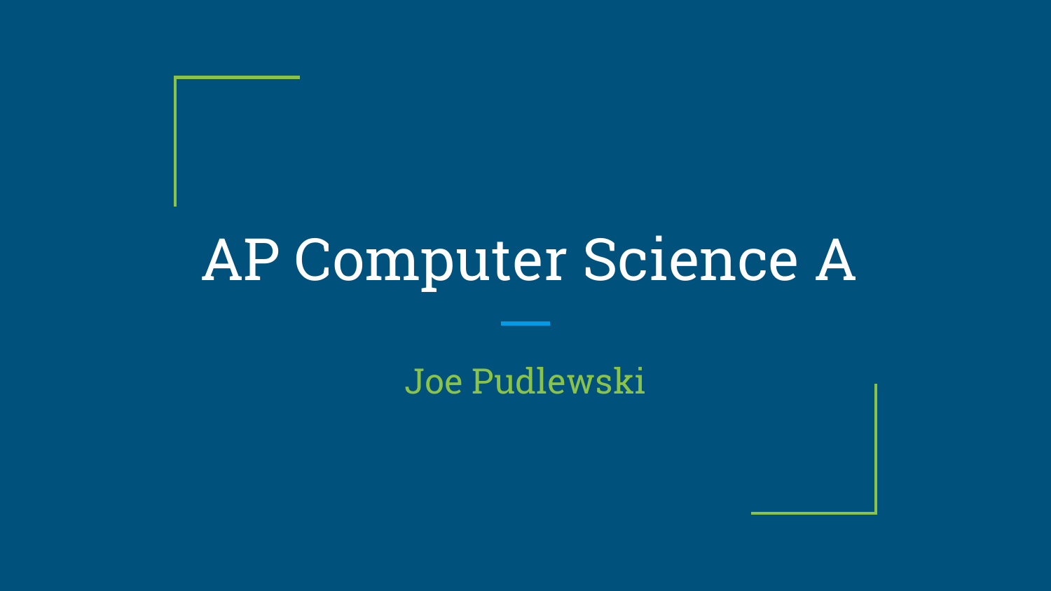# AP Computer Science A

Joe Pudlewski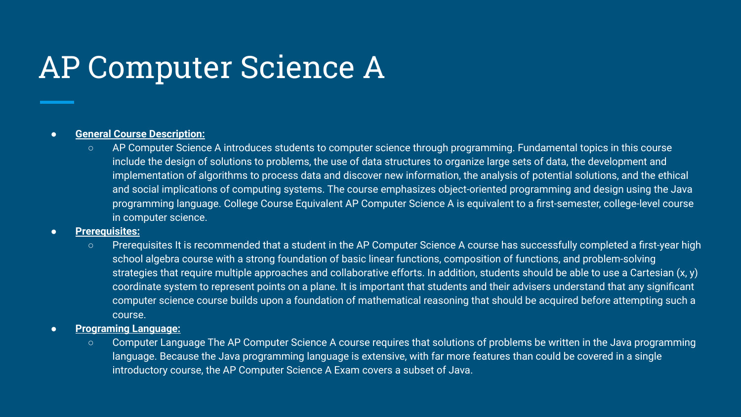# AP Computer Science A

- **General Course Description:**
  - AP Computer Science A introduces students to computer science through programming. Fundamental topics in this course include the design of solutions to problems, the use of data structures to organize large sets of data, the development and implementation of algorithms to process data and discover new information, the analysis of potential solutions, and the ethical and social implications of computing systems. The course emphasizes object-oriented programming and design using the Java programming language. College Course Equivalent AP Computer Science A is equivalent to a first-semester, college-level course in computer science.
- **Prerequisites:**
  - Prerequisites It is recommended that a student in the AP Computer Science A course has successfully completed a first-year high school algebra course with a strong foundation of basic linear functions, composition of functions, and problem-solving strategies that require multiple approaches and collaborative efforts. In addition, students should be able to use a Cartesian (x, y) coordinate system to represent points on a plane. It is important that students and their advisers understand that any significant computer science course builds upon a foundation of mathematical reasoning that should be acquired before attempting such a course.
- **Programing Language:**
  - Computer Language The AP Computer Science A course requires that solutions of problems be written in the Java programming language. Because the Java programming language is extensive, with far more features than could be covered in a single introductory course, the AP Computer Science A Exam covers a subset of Java.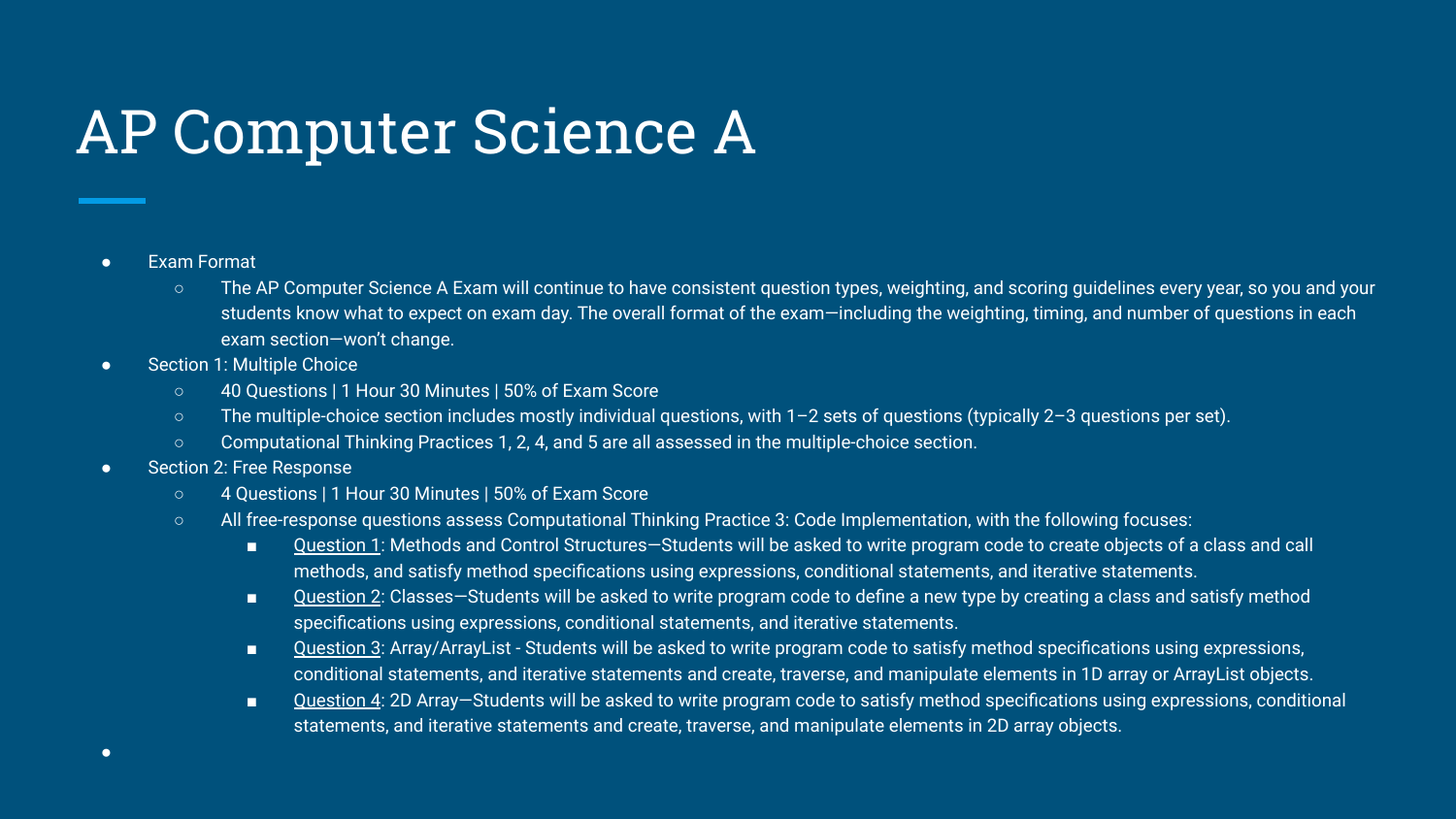# AP Computer Science A

- Exam Format
  - The AP Computer Science A Exam will continue to have consistent question types, weighting, and scoring guidelines every year, so you and your students know what to expect on exam day. The overall format of the exam—including the weighting, timing, and number of questions in each exam section—won't change.
- Section 1: Multiple Choice
  - 40 Questions | 1 Hour 30 Minutes | 50% of Exam Score
  - The multiple-choice section includes mostly individual questions, with 1–2 sets of questions (typically 2–3 questions per set).
  - Computational Thinking Practices 1, 2, 4, and 5 are all assessed in the multiple-choice section.
- Section 2: Free Response
  - 4 Questions | 1 Hour 30 Minutes | 50% of Exam Score
  - All free-response questions assess Computational Thinking Practice 3: Code Implementation, with the following focuses:
    - Question 1: Methods and Control Structures—Students will be asked to write program code to create objects of a class and call methods, and satisfy method specifications using expressions, conditional statements, and iterative statements.
    - Question 2: Classes—Students will be asked to write program code to define a new type by creating a class and satisfy method specifications using expressions, conditional statements, and iterative statements.
    - Question 3: Array/ArrayList - Students will be asked to write program code to satisfy method specifications using expressions, conditional statements, and iterative statements and create, traverse, and manipulate elements in 1D array or ArrayList objects.
    - Question 4: 2D Array—Students will be asked to write program code to satisfy method specifications using expressions, conditional statements, and iterative statements and create, traverse, and manipulate elements in 2D array objects.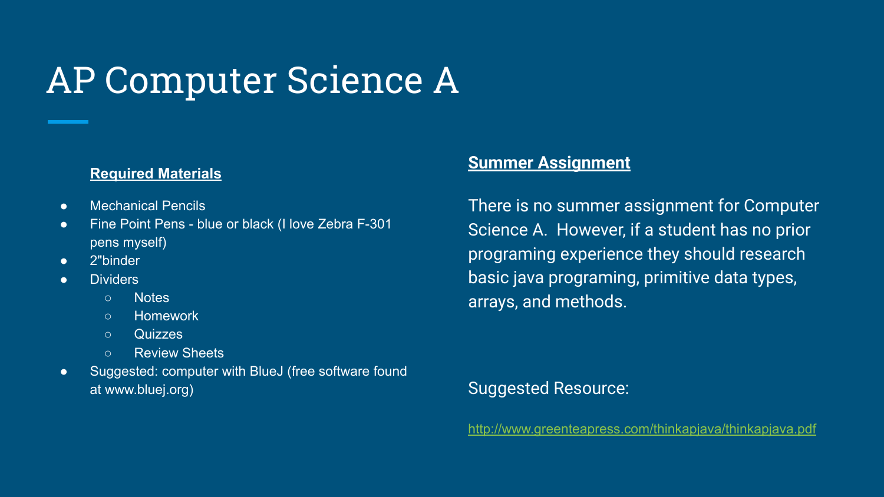# AP Computer Science A

**Required Materials**

- Mechanical Pencils
- Fine Point Pens - blue or black (I love Zebra F-301 pens myself)
- 2"binder
- Dividers
  - Notes
  - Homework
  - Quizzes
  - Review Sheets
- Suggested: computer with BlueJ (free software found at www.bluej.org)

**Summer Assignment**

There is no summer assignment for Computer Science A. However, if a student has no prior programing experience they should research basic java programing, primitive data types, arrays, and methods.

Suggested Resource:

http://www.greenteapress.com/thinkapjava/thinkapjava.pdf